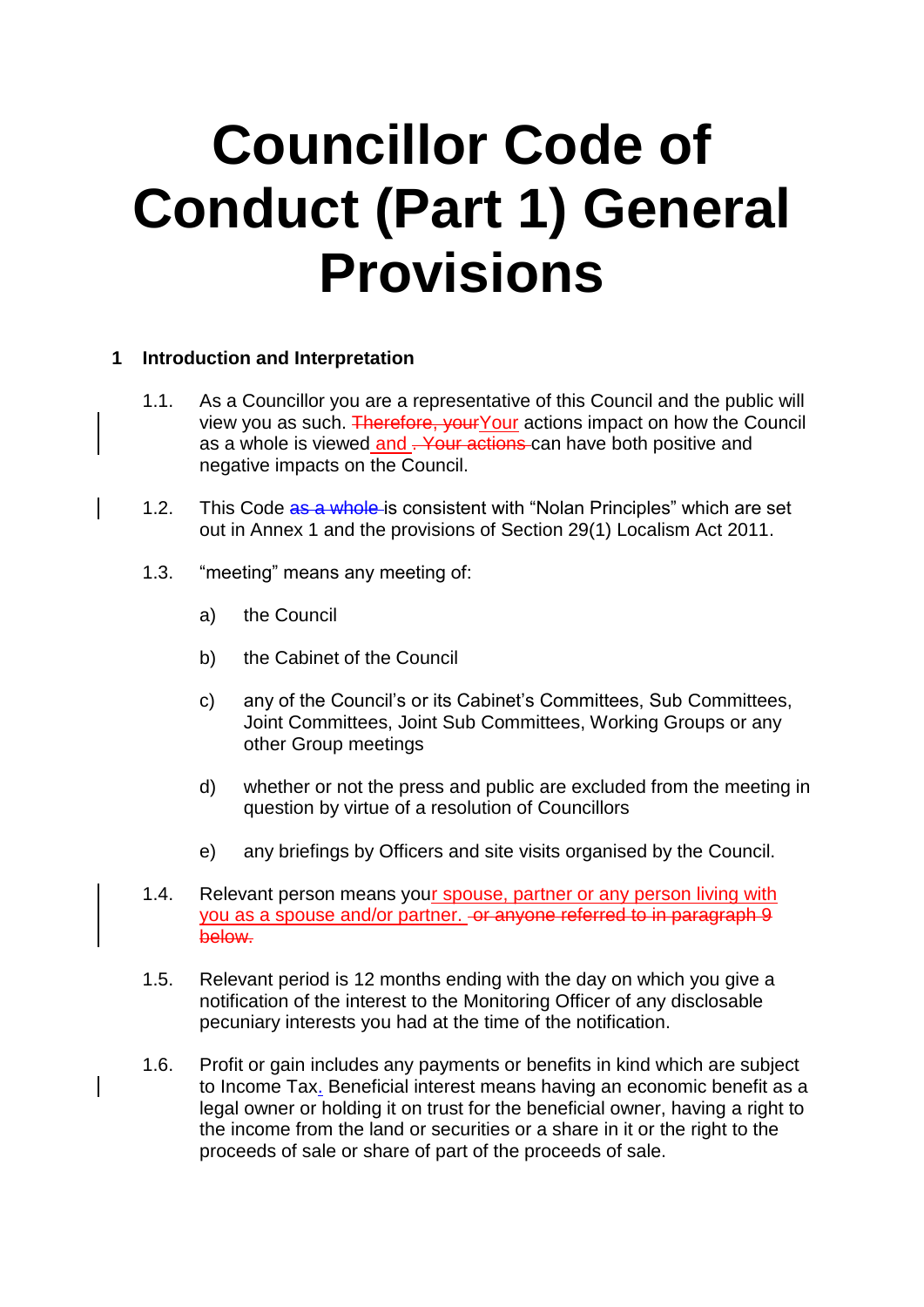# Councillor Code of Conduct (Part 1) General Provisions

## 1 Introduction and Interpretation

1.1. As a Councillor you are a representative of this Council and the public will view you as such. ~~Therefore, your~~Your actions impact on how the Council as a whole is viewed and ~~. Your actions~~ can have both positive and negative impacts on the Council.

1.2. This Code ~~as a whole~~ is consistent with "Nolan Principles" which are set out in Annex 1 and the provisions of Section 29(1) Localism Act 2011.

1.3. "meeting" means any meeting of:

a) the Council

b) the Cabinet of the Council

c) any of the Council's or its Cabinet's Committees, Sub Committees, Joint Committees, Joint Sub Committees, Working Groups or any other Group meetings

d) whether or not the press and public are excluded from the meeting in question by virtue of a resolution of Councillors

e) any briefings by Officers and site visits organised by the Council.

1.4. Relevant person means your spouse, partner or any person living with you as a spouse and/or partner. ~~or anyone referred to in paragraph 9 below.~~

1.5. Relevant period is 12 months ending with the day on which you give a notification of the interest to the Monitoring Officer of any disclosable pecuniary interests you had at the time of the notification.

1.6. Profit or gain includes any payments or benefits in kind which are subject to Income Tax. Beneficial interest means having an economic benefit as a legal owner or holding it on trust for the beneficial owner, having a right to the income from the land or securities or a share in it or the right to the proceeds of sale or share of part of the proceeds of sale.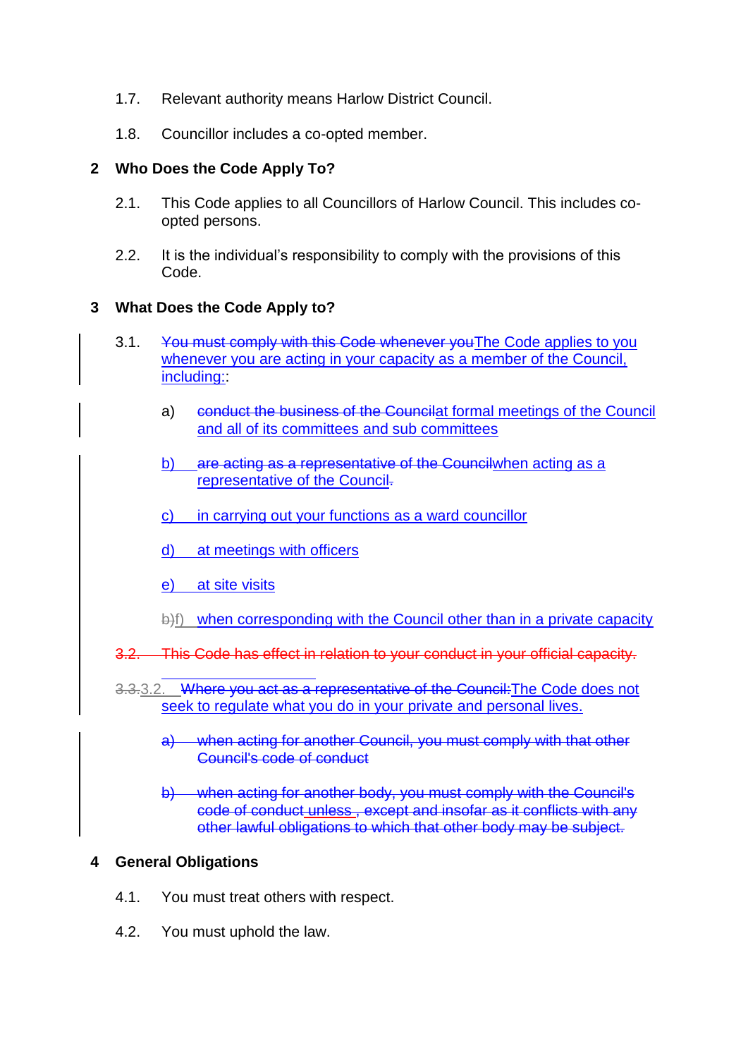1.7. Relevant authority means Harlow District Council.

1.8. Councillor includes a co-opted member.

## 2 Who Does the Code Apply To?

2.1. This Code applies to all Councillors of Harlow Council. This includes co-opted persons.

2.2. It is the individual's responsibility to comply with the provisions of this Code.

## 3 What Does the Code Apply to?

3.1. ~~You must comply with this Code whenever you~~The Code applies to you whenever you are acting in your capacity as a member of the Council, including::

a) ~~conduct the business of the Council~~at formal meetings of the Council and all of its committees and sub committees

b) ~~are acting as a representative of the Council~~when acting as a representative of the Council~~.~~

c) in carrying out your functions as a ward councillor

d) at meetings with officers

e) at site visits

~~b)~~f) when corresponding with the Council other than in a private capacity

~~3.2. This Code has effect in relation to your conduct in your official capacity.~~

~~3.3.~~3.2. ~~Where you act as a representative of the Council:~~The Code does not seek to regulate what you do in your private and personal lives.

~~a) when acting for another Council, you must comply with that other Council's code of conduct~~

~~b) when acting for another body, you must comply with the Council's code of conduct~~ unless ~~, except and insofar as it conflicts with any other lawful obligations to which that other body may be subject.~~

## 4 General Obligations

4.1. You must treat others with respect.

4.2. You must uphold the law.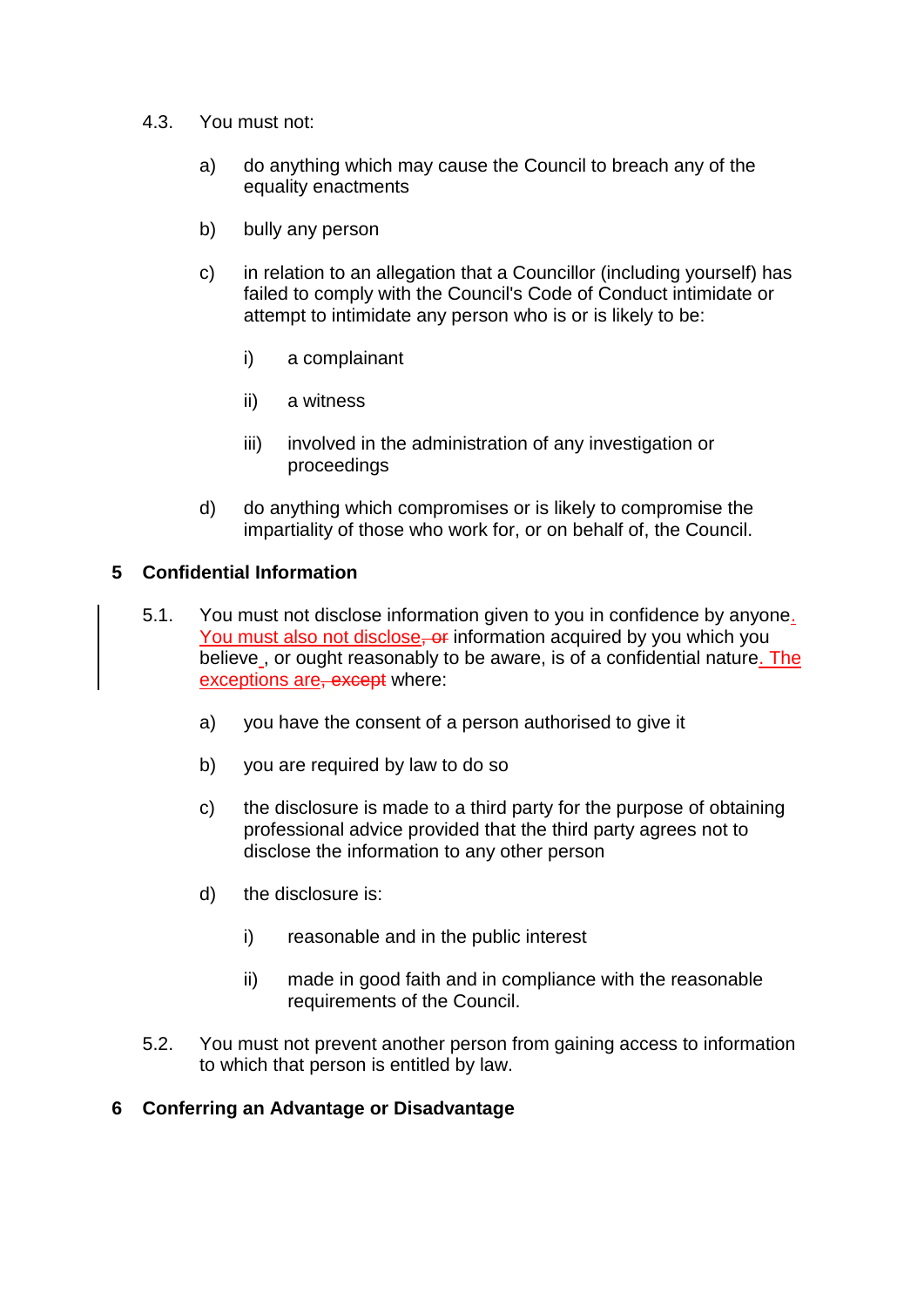4.3. You must not:

a) do anything which may cause the Council to breach any of the equality enactments

b) bully any person

c) in relation to an allegation that a Councillor (including yourself) has failed to comply with the Council's Code of Conduct intimidate or attempt to intimidate any person who is or is likely to be:

i) a complainant

ii) a witness

iii) involved in the administration of any investigation or proceedings

d) do anything which compromises or is likely to compromise the impartiality of those who work for, or on behalf of, the Council.

## 5 Confidential Information

5.1. You must not disclose information given to you in confidence by anyone. You must also not disclose~~, or~~ information acquired by you which you believe , or ought reasonably to be aware, is of a confidential nature. The exceptions are~~, except~~ where:

a) you have the consent of a person authorised to give it

b) you are required by law to do so

c) the disclosure is made to a third party for the purpose of obtaining professional advice provided that the third party agrees not to disclose the information to any other person

d) the disclosure is:

i) reasonable and in the public interest

ii) made in good faith and in compliance with the reasonable requirements of the Council.

5.2. You must not prevent another person from gaining access to information to which that person is entitled by law.

## 6 Conferring an Advantage or Disadvantage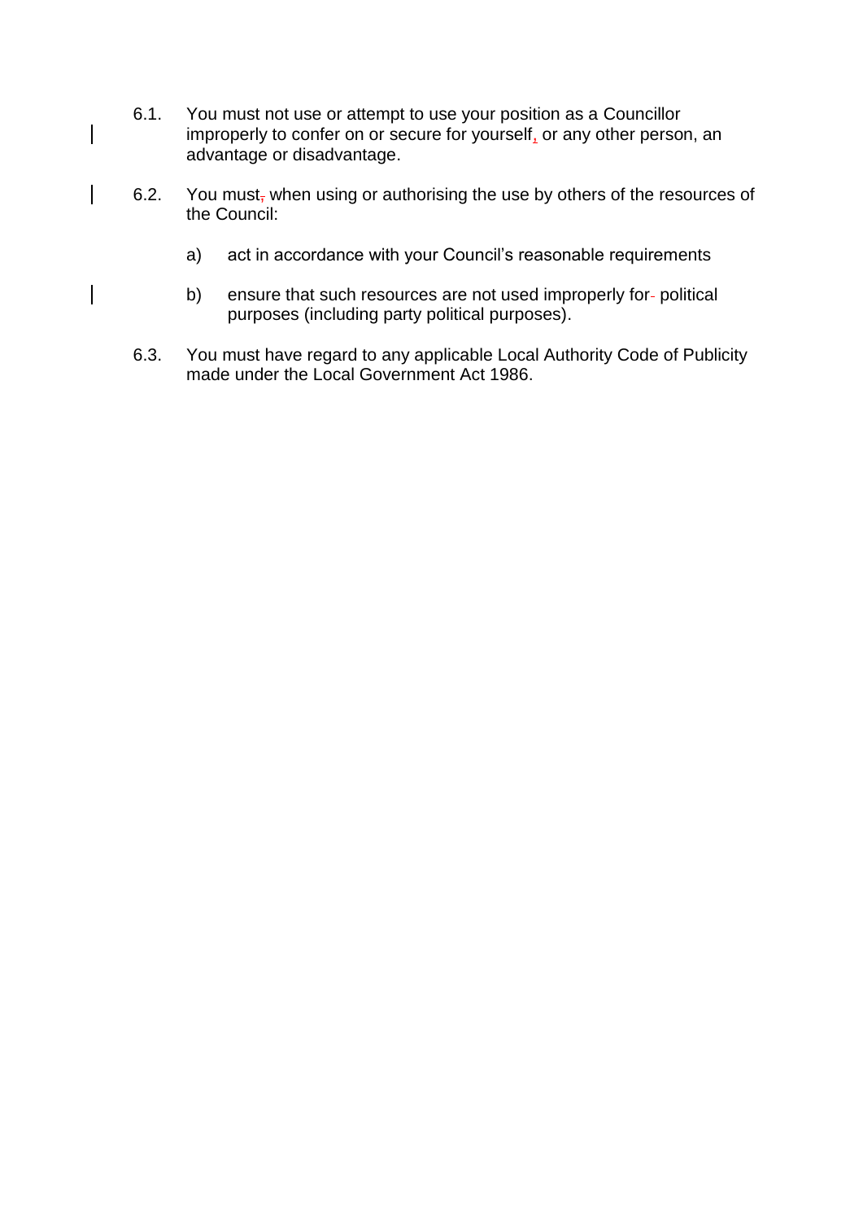6.1. You must not use or attempt to use your position as a Councillor improperly to confer on or secure for yourself, or any other person, an advantage or disadvantage.

6.2. You must when using or authorising the use by others of the resources of the Council:

   a) act in accordance with your Council's reasonable requirements

   b) ensure that such resources are not used improperly for political purposes (including party political purposes).

6.3. You must have regard to any applicable Local Authority Code of Publicity made under the Local Government Act 1986.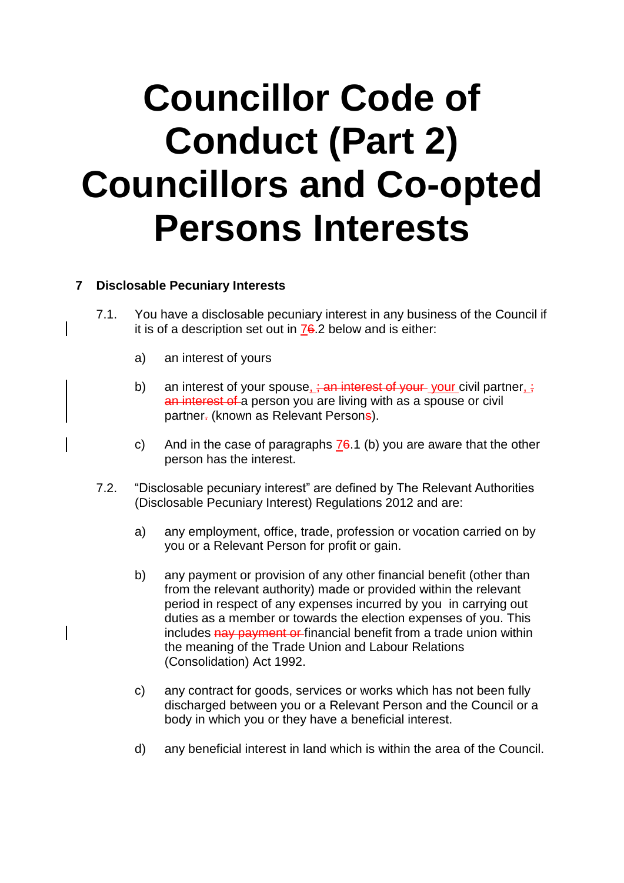# Councillor Code of Conduct (Part 2) Councillors and Co-opted Persons Interests

**7 Disclosable Pecuniary Interests**

7.1. You have a disclosable pecuniary interest in any business of the Council if it is of a description set out in 7~~6~~.2 below and is either:

a) an interest of yours

b) an interest of your spouse, ~~; an interest of your~~ your civil partner, ~~; an interest of~~ a person you are living with as a spouse or civil partner~~.~~ (known as Relevant Person~~s~~).

c) And in the case of paragraphs 7~~6~~.1 (b) you are aware that the other person has the interest.

7.2. "Disclosable pecuniary interest" are defined by The Relevant Authorities (Disclosable Pecuniary Interest) Regulations 2012 and are:

a) any employment, office, trade, profession or vocation carried on by you or a Relevant Person for profit or gain.

b) any payment or provision of any other financial benefit (other than from the relevant authority) made or provided within the relevant period in respect of any expenses incurred by you in carrying out duties as a member or towards the election expenses of you. This includes ~~nay payment or~~ financial benefit from a trade union within the meaning of the Trade Union and Labour Relations (Consolidation) Act 1992.

c) any contract for goods, services or works which has not been fully discharged between you or a Relevant Person and the Council or a body in which you or they have a beneficial interest.

d) any beneficial interest in land which is within the area of the Council.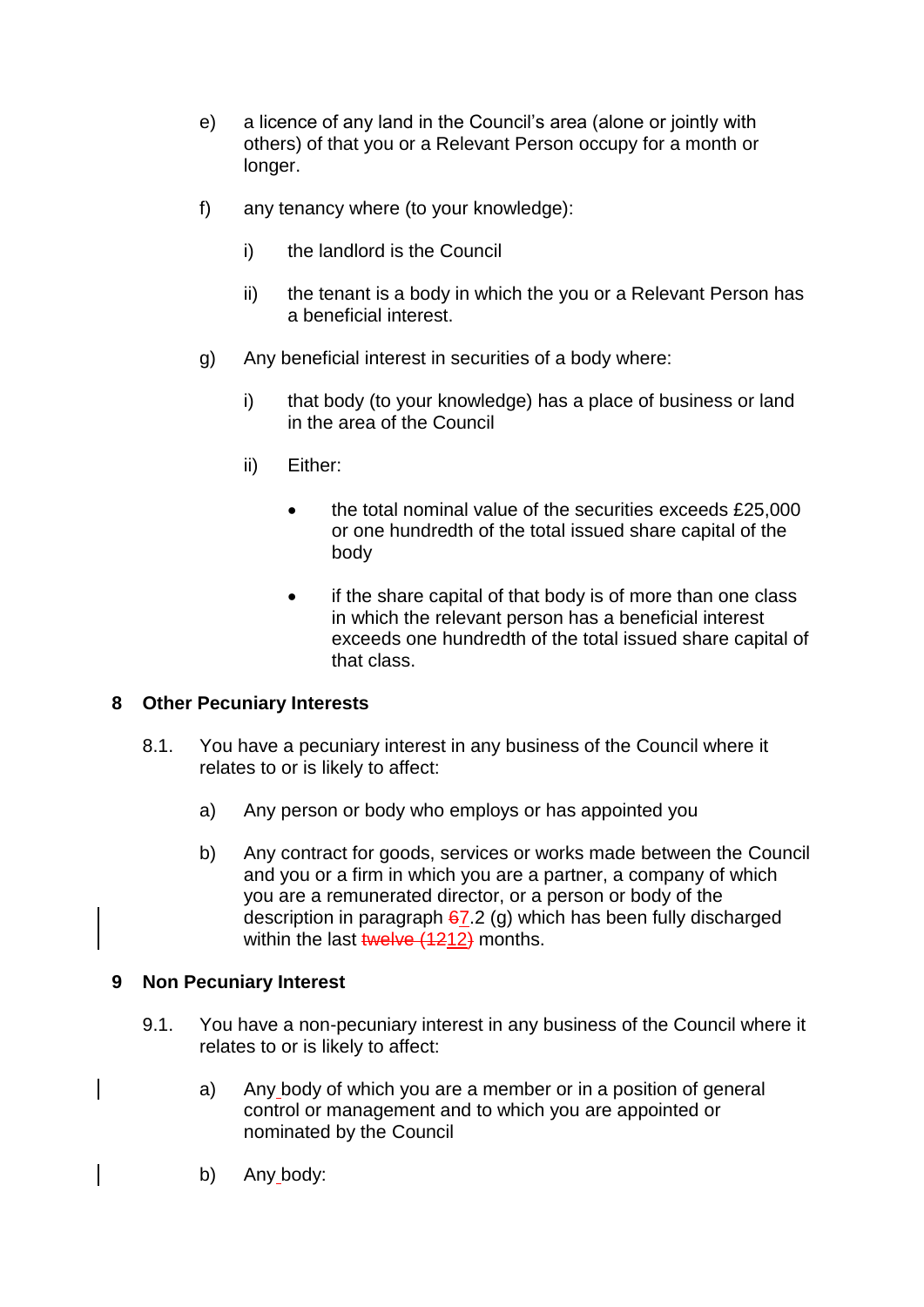e) a licence of any land in the Council's area (alone or jointly with others) of that you or a Relevant Person occupy for a month or longer.

f) any tenancy where (to your knowledge):

   i) the landlord is the Council

   ii) the tenant is a body in which the you or a Relevant Person has a beneficial interest.

g) Any beneficial interest in securities of a body where:

   i) that body (to your knowledge) has a place of business or land in the area of the Council

   ii) Either:

      - the total nominal value of the securities exceeds £25,000 or one hundredth of the total issued share capital of the body

      - if the share capital of that body is of more than one class in which the relevant person has a beneficial interest exceeds one hundredth of the total issued share capital of that class.

## 8 Other Pecuniary Interests

8.1. You have a pecuniary interest in any business of the Council where it relates to or is likely to affect:

a) Any person or body who employs or has appointed you

b) Any contract for goods, services or works made between the Council and you or a firm in which you are a partner, a company of which you are a remunerated director, or a person or body of the description in paragraph ~~6~~7.2 (g) which has been fully discharged within the last ~~twelve (12~~12~~)~~ months.

## 9 Non Pecuniary Interest

9.1. You have a non-pecuniary interest in any business of the Council where it relates to or is likely to affect:

a) Any body of which you are a member or in a position of general control or management and to which you are appointed or nominated by the Council

b) Any body: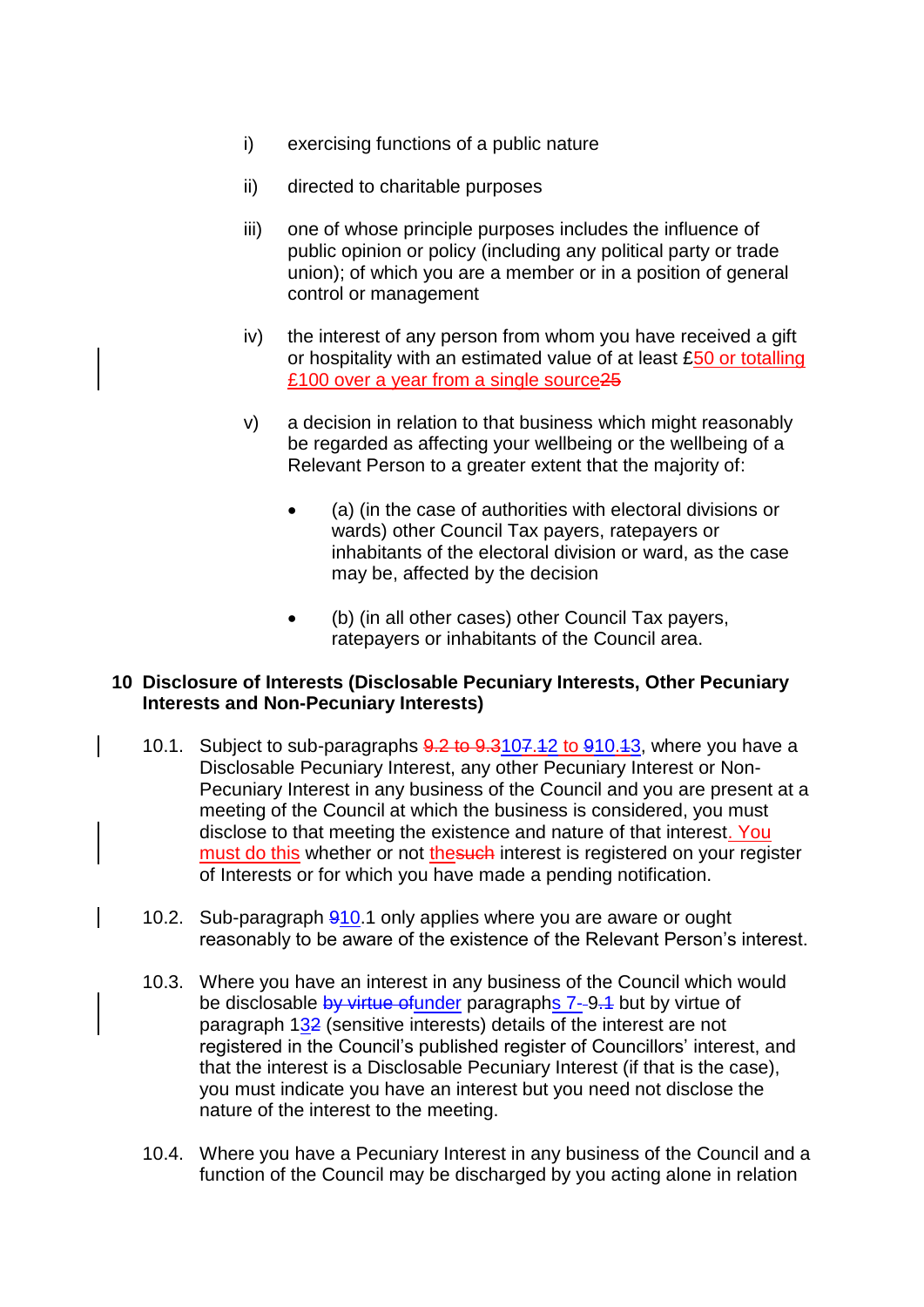i) exercising functions of a public nature

ii) directed to charitable purposes

iii) one of whose principle purposes includes the influence of public opinion or policy (including any political party or trade union); of which you are a member or in a position of general control or management

iv) the interest of any person from whom you have received a gift or hospitality with an estimated value of at least £50 or totalling £100 over a year from a single source~~25~~

v) a decision in relation to that business which might reasonably be regarded as affecting your wellbeing or the wellbeing of a Relevant Person to a greater extent that the majority of:

- (a) (in the case of authorities with electoral divisions or wards) other Council Tax payers, ratepayers or inhabitants of the electoral division or ward, as the case may be, affected by the decision

- (b) (in all other cases) other Council Tax payers, ratepayers or inhabitants of the Council area.

## 10 Disclosure of Interests (Disclosable Pecuniary Interests, Other Pecuniary Interests and Non-Pecuniary Interests)

10.1. Subject to sub-paragraphs ~~9.2 to 9.3~~10~~7~~.~~1~~2 to ~~9~~10.~~1~~3, where you have a Disclosable Pecuniary Interest, any other Pecuniary Interest or Non-Pecuniary Interest in any business of the Council and you are present at a meeting of the Council at which the business is considered, you must disclose to that meeting the existence and nature of that interest. You must do this whether or not the~~such~~ interest is registered on your register of Interests or for which you have made a pending notification.

10.2. Sub-paragraph ~~9~~10.1 only applies where you are aware or ought reasonably to be aware of the existence of the Relevant Person's interest.

10.3. Where you have an interest in any business of the Council which would be disclosable ~~by virtue of~~under paragraphs 7-~~-~~9.~~1~~ but by virtue of paragraph 13~~2~~ (sensitive interests) details of the interest are not registered in the Council's published register of Councillors' interest, and that the interest is a Disclosable Pecuniary Interest (if that is the case), you must indicate you have an interest but you need not disclose the nature of the interest to the meeting.

10.4. Where you have a Pecuniary Interest in any business of the Council and a function of the Council may be discharged by you acting alone in relation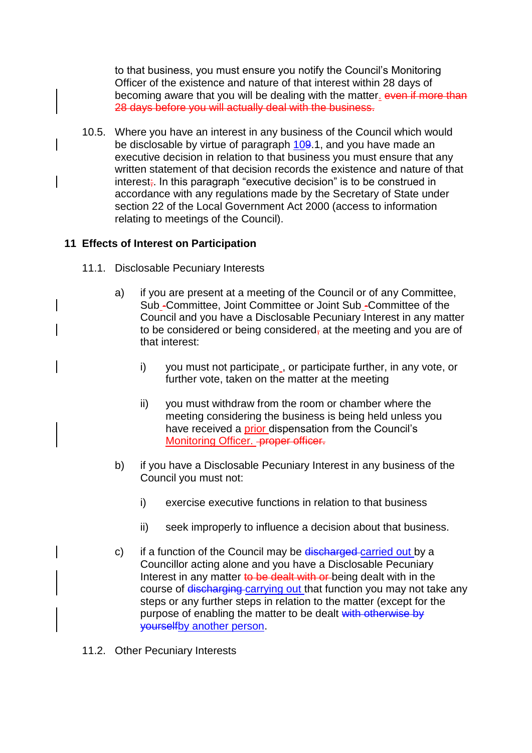to that business, you must ensure you notify the Council's Monitoring Officer of the existence and nature of that interest within 28 days of becoming aware that you will be dealing with the matter. ~~even if more than 28 days before you will actually deal with the business.~~

10.5. Where you have an interest in any business of the Council which would be disclosable by virtue of paragraph 10~~9~~.1, and you have made an executive decision in relation to that business you must ensure that any written statement of that decision records the existence and nature of that interest~~;~~. In this paragraph "executive decision" is to be construed in accordance with any regulations made by the Secretary of State under section 22 of the Local Government Act 2000 (access to information relating to meetings of the Council).

## 11 Effects of Interest on Participation

11.1. Disclosable Pecuniary Interests

a) if you are present at a meeting of the Council or of any Committee, Sub ~~-~~Committee, Joint Committee or Joint Sub ~~-~~Committee of the Council and you have a Disclosable Pecuniary Interest in any matter to be considered or being considered~~,~~ at the meeting and you are of that interest:

   i) you must not participate , or participate further, in any vote, or further vote, taken on the matter at the meeting

   ii) you must withdraw from the room or chamber where the meeting considering the business is being held unless you have received a prior dispensation from the Council's Monitoring Officer. ~~proper officer.~~

b) if you have a Disclosable Pecuniary Interest in any business of the Council you must not:

   i) exercise executive functions in relation to that business

   ii) seek improperly to influence a decision about that business.

c) if a function of the Council may be ~~discharged~~ carried out by a Councillor acting alone and you have a Disclosable Pecuniary Interest in any matter ~~to be dealt with or~~ being dealt with in the course of ~~discharging~~ carrying out that function you may not take any steps or any further steps in relation to the matter (except for the purpose of enabling the matter to be dealt ~~with otherwise by yourself~~by another person.

11.2. Other Pecuniary Interests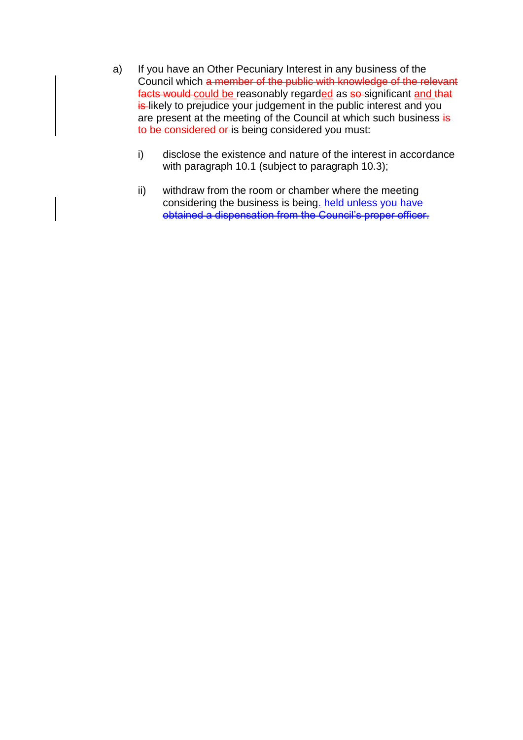a) If you have an Other Pecuniary Interest in any business of the Council which ~~a member of the public with knowledge of the relevant facts would~~ could be reasonably regarded as ~~so~~ significant and ~~that is~~ likely to prejudice your judgement in the public interest and you are present at the meeting of the Council at which such business ~~is to be considered or~~ is being considered you must:

   i) disclose the existence and nature of the interest in accordance with paragraph 10.1 (subject to paragraph 10.3);

   ii) withdraw from the room or chamber where the meeting considering the business is being. ~~held unless you have obtained a dispensation from the Council's proper officer.~~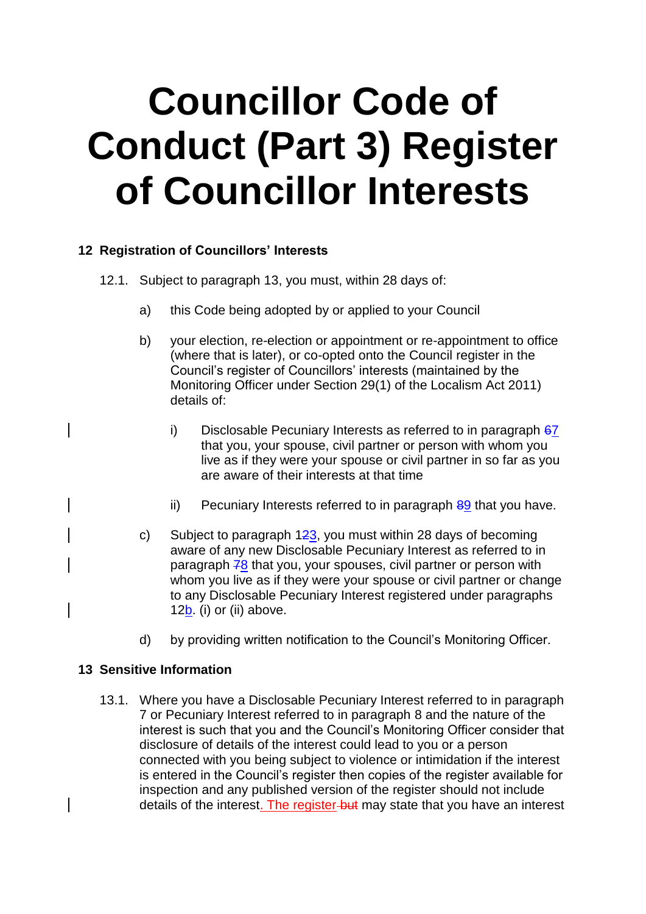# Councillor Code of Conduct (Part 3) Register of Councillor Interests

## 12 Registration of Councillors' Interests

12.1. Subject to paragraph 13, you must, within 28 days of:

a) this Code being adopted by or applied to your Council

b) your election, re-election or appointment or re-appointment to office (where that is later), or co-opted onto the Council register in the Council's register of Councillors' interests (maintained by the Monitoring Officer under Section 29(1) of the Localism Act 2011) details of:

   i) Disclosable Pecuniary Interests as referred to in paragraph ~~6~~7 that you, your spouse, civil partner or person with whom you live as if they were your spouse or civil partner in so far as you are aware of their interests at that time

   ii) Pecuniary Interests referred to in paragraph ~~8~~9 that you have.

c) Subject to paragraph 1~~2~~3, you must within 28 days of becoming aware of any new Disclosable Pecuniary Interest as referred to in paragraph ~~7~~8 that you, your spouses, civil partner or person with whom you live as if they were your spouse or civil partner or change to any Disclosable Pecuniary Interest registered under paragraphs 12b. (i) or (ii) above.

d) by providing written notification to the Council's Monitoring Officer.

## 13 Sensitive Information

13.1. Where you have a Disclosable Pecuniary Interest referred to in paragraph 7 or Pecuniary Interest referred to in paragraph 8 and the nature of the interest is such that you and the Council's Monitoring Officer consider that disclosure of details of the interest could lead to you or a person connected with you being subject to violence or intimidation if the interest is entered in the Council's register then copies of the register available for inspection and any published version of the register should not include details of the interest. The register ~~but~~ may state that you have an interest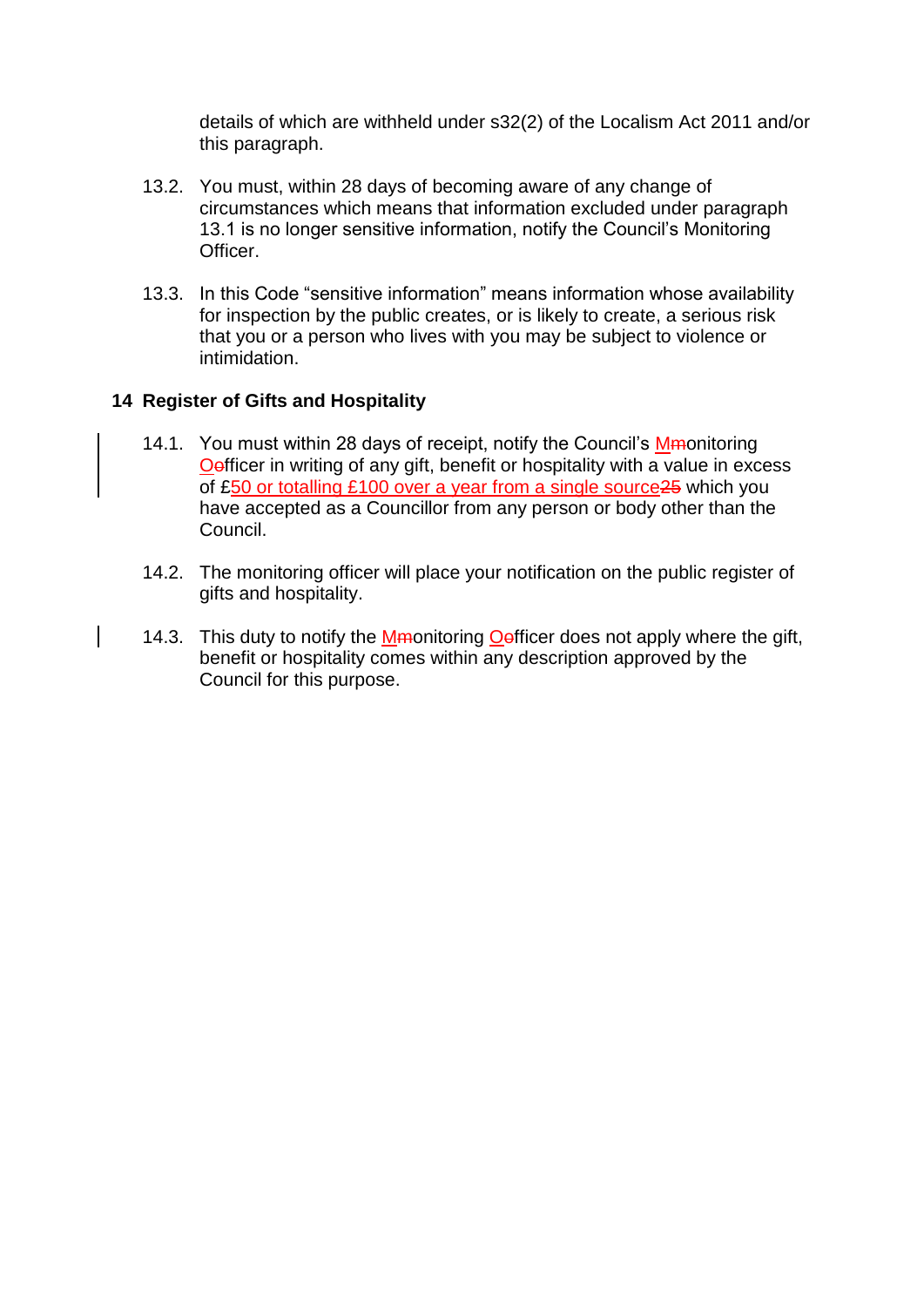details of which are withheld under s32(2) of the Localism Act 2011 and/or this paragraph.

13.2. You must, within 28 days of becoming aware of any change of circumstances which means that information excluded under paragraph 13.1 is no longer sensitive information, notify the Council's Monitoring Officer.

13.3. In this Code "sensitive information" means information whose availability for inspection by the public creates, or is likely to create, a serious risk that you or a person who lives with you may be subject to violence or intimidation.

## 14 Register of Gifts and Hospitality

14.1. You must within 28 days of receipt, notify the Council's M~~m~~onitoring O~~o~~fficer in writing of any gift, benefit or hospitality with a value in excess of £50 or totalling £100 over a year from a single source~~25~~ which you have accepted as a Councillor from any person or body other than the Council.

14.2. The monitoring officer will place your notification on the public register of gifts and hospitality.

14.3. This duty to notify the M~~m~~onitoring O~~o~~fficer does not apply where the gift, benefit or hospitality comes within any description approved by the Council for this purpose.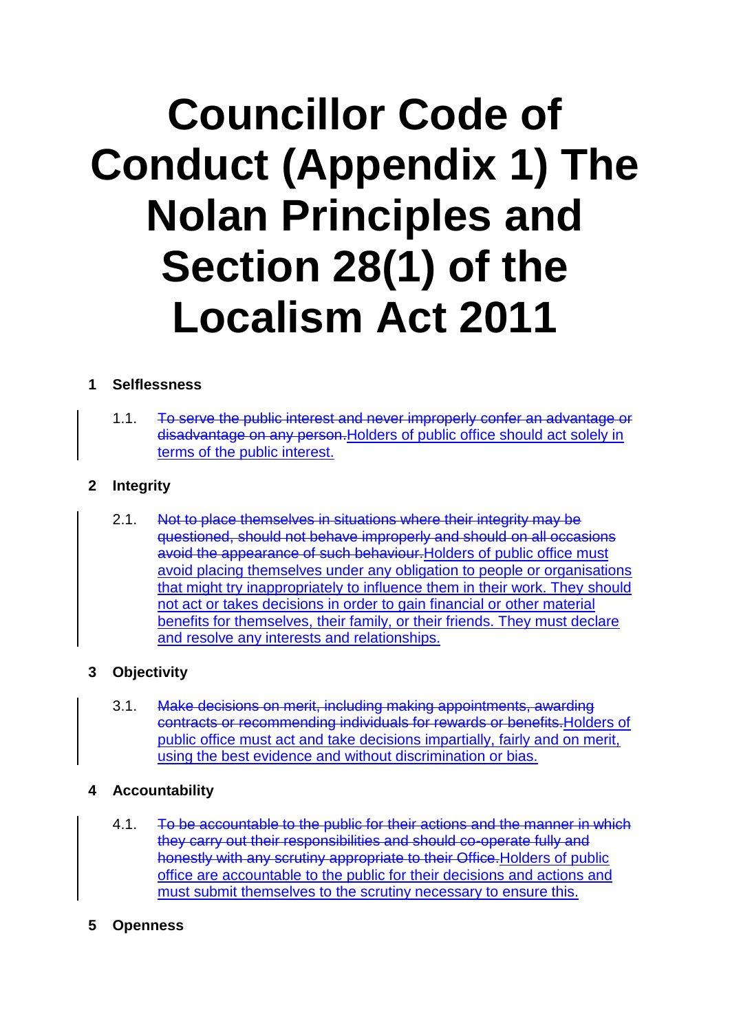# Councillor Code of Conduct (Appendix 1) The Nolan Principles and Section 28(1) of the Localism Act 2011

**1 Selflessness**

1.1. ~~To serve the public interest and never improperly confer an advantage or disadvantage on any person.~~ Holders of public office should act solely in terms of the public interest.

**2 Integrity**

2.1. ~~Not to place themselves in situations where their integrity may be questioned, should not behave improperly and should on all occasions avoid the appearance of such behaviour.~~ Holders of public office must avoid placing themselves under any obligation to people or organisations that might try inappropriately to influence them in their work. They should not act or takes decisions in order to gain financial or other material benefits for themselves, their family, or their friends. They must declare and resolve any interests and relationships.

**3 Objectivity**

3.1. ~~Make decisions on merit, including making appointments, awarding contracts or recommending individuals for rewards or benefits.~~ Holders of public office must act and take decisions impartially, fairly and on merit, using the best evidence and without discrimination or bias.

**4 Accountability**

4.1. ~~To be accountable to the public for their actions and the manner in which they carry out their responsibilities and should co-operate fully and honestly with any scrutiny appropriate to their Office.~~ Holders of public office are accountable to the public for their decisions and actions and must submit themselves to the scrutiny necessary to ensure this.

**5 Openness**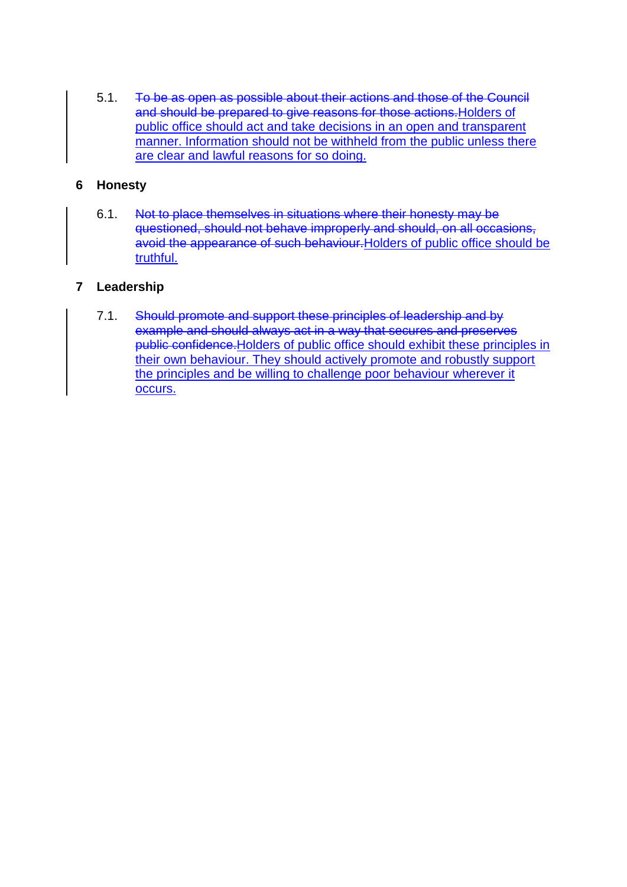5.1. ~~To be as open as possible about their actions and those of the Council and should be prepared to give reasons for those actions.~~Holders of public office should act and take decisions in an open and transparent manner. Information should not be withheld from the public unless there are clear and lawful reasons for so doing.

## 6 Honesty

6.1. ~~Not to place themselves in situations where their honesty may be questioned, should not behave improperly and should, on all occasions, avoid the appearance of such behaviour.~~Holders of public office should be truthful.

## 7 Leadership

7.1. ~~Should promote and support these principles of leadership and by example and should always act in a way that secures and preserves public confidence.~~Holders of public office should exhibit these principles in their own behaviour. They should actively promote and robustly support the principles and be willing to challenge poor behaviour wherever it occurs.